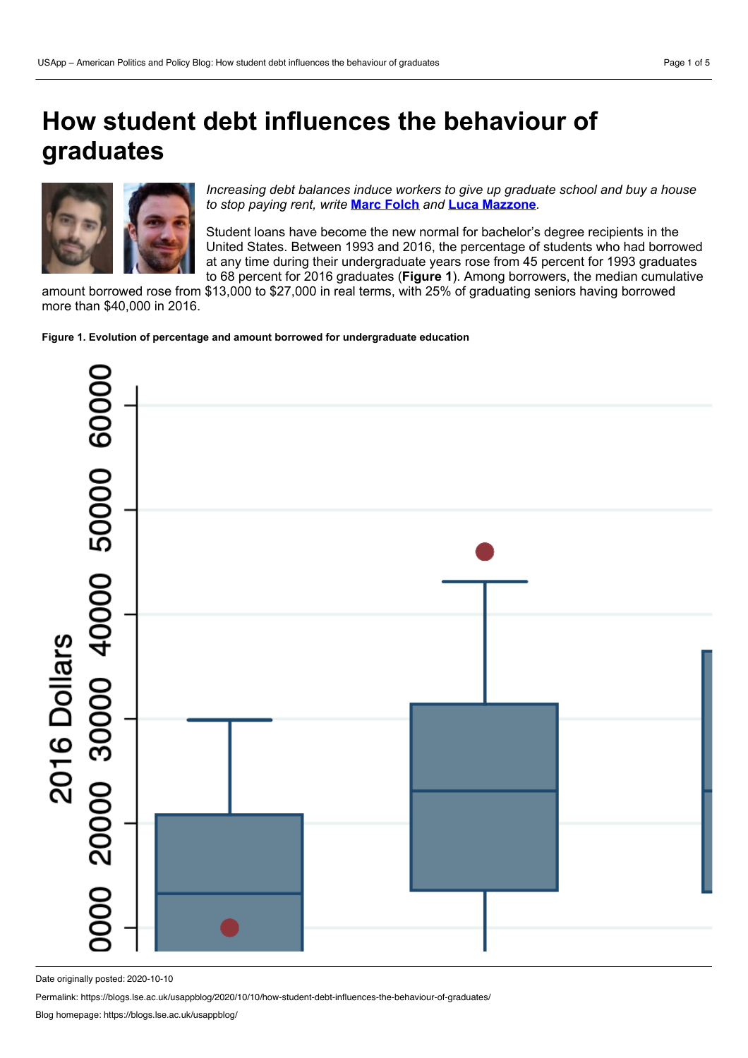# How student debt influences the behaviour of graduates

*Increasing debt balances induce workers to give up graduate school and buy a house to stop paying rent, write* **[Marc Folch](#)** *and* **[Luca Mazzone](#)**.

Student loans have become the new normal for bachelor's degree recipients in the United States. Between 1993 and 2016, the percentage of students who had borrowed at any time during their undergraduate years rose from 45 percent for 1993 graduates to 68 percent for 2016 graduates (**Figure 1**). Among borrowers, the median cumulative amount borrowed rose from $13,000 to $27,000 in real terms, with 25% of graduating seniors having borrowed more than $40,000 in 2016.

**Figure 1. Evolution of percentage and amount borrowed for undergraduate education**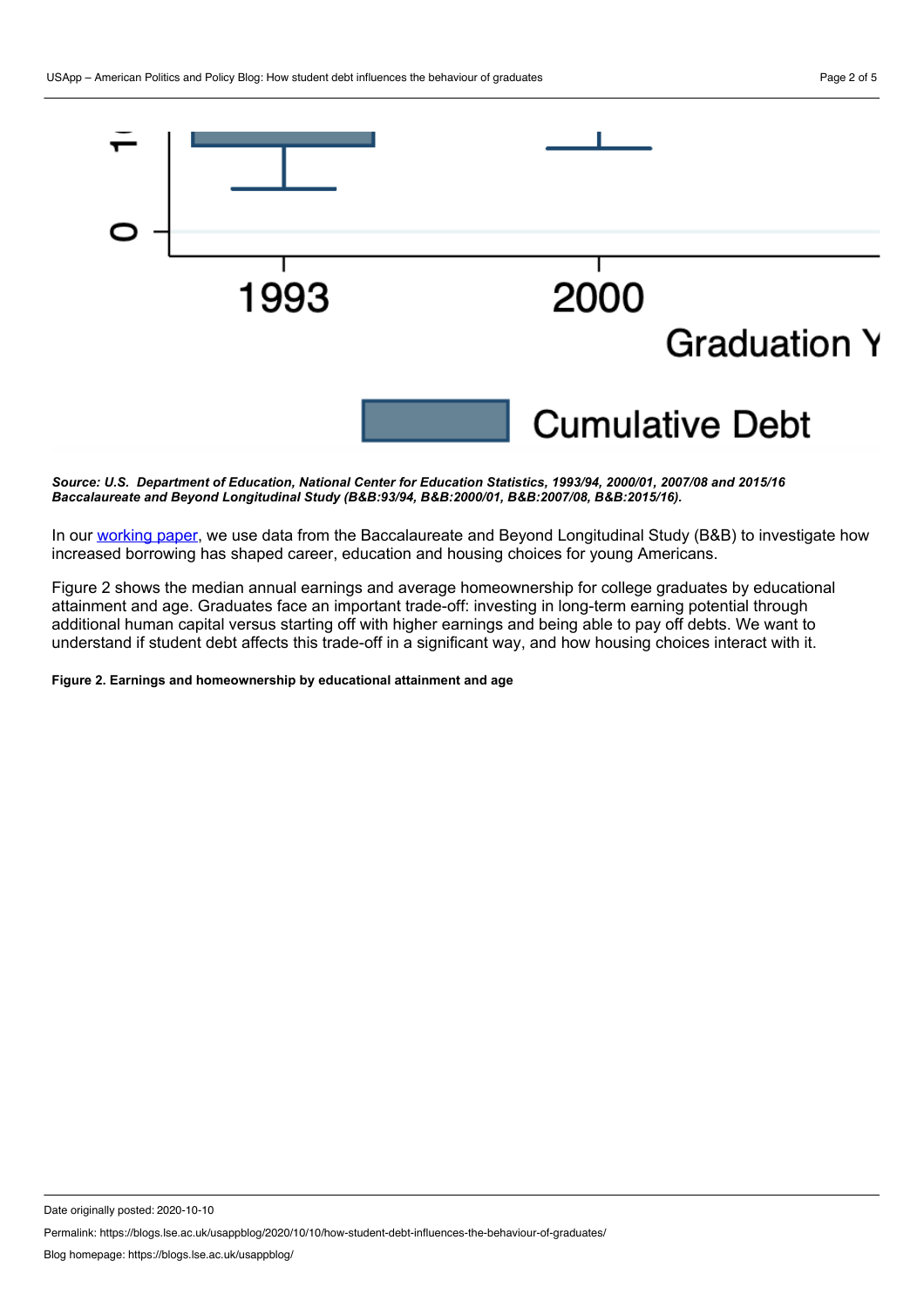*Source: U.S. Department of Education, National Center for Education Statistics, 1993/94, 2000/01, 2007/08 and 2015/16 Baccalaureate and Beyond Longitudinal Study (B&B:93/94, B&B:2000/01, B&B:2007/08, B&B:2015/16).*

In our working paper, we use data from the Baccalaureate and Beyond Longitudinal Study (B&B) to investigate how increased borrowing has shaped career, education and housing choices for young Americans.

Figure 2 shows the median annual earnings and average homeownership for college graduates by educational attainment and age. Graduates face an important trade-off: investing in long-term earning potential through additional human capital versus starting off with higher earnings and being able to pay off debts. We want to understand if student debt affects this trade-off in a significant way, and how housing choices interact with it.

**Figure 2. Earnings and homeownership by educational attainment and age**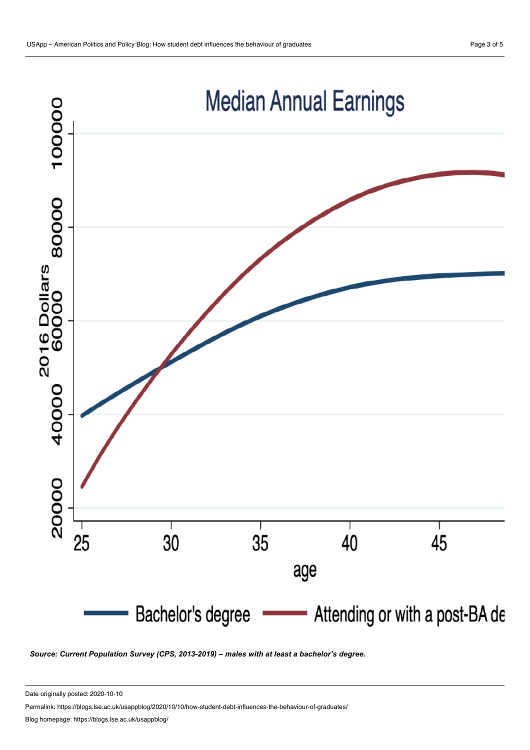**Median Annual Earnings**

2016 Dollars (20000–100000) by age (25–45)

Bachelor's degree — Attending or with a post-BA de

***Source: Current Population Survey (CPS, 2013-2019) – males with at least a bachelor's degree.***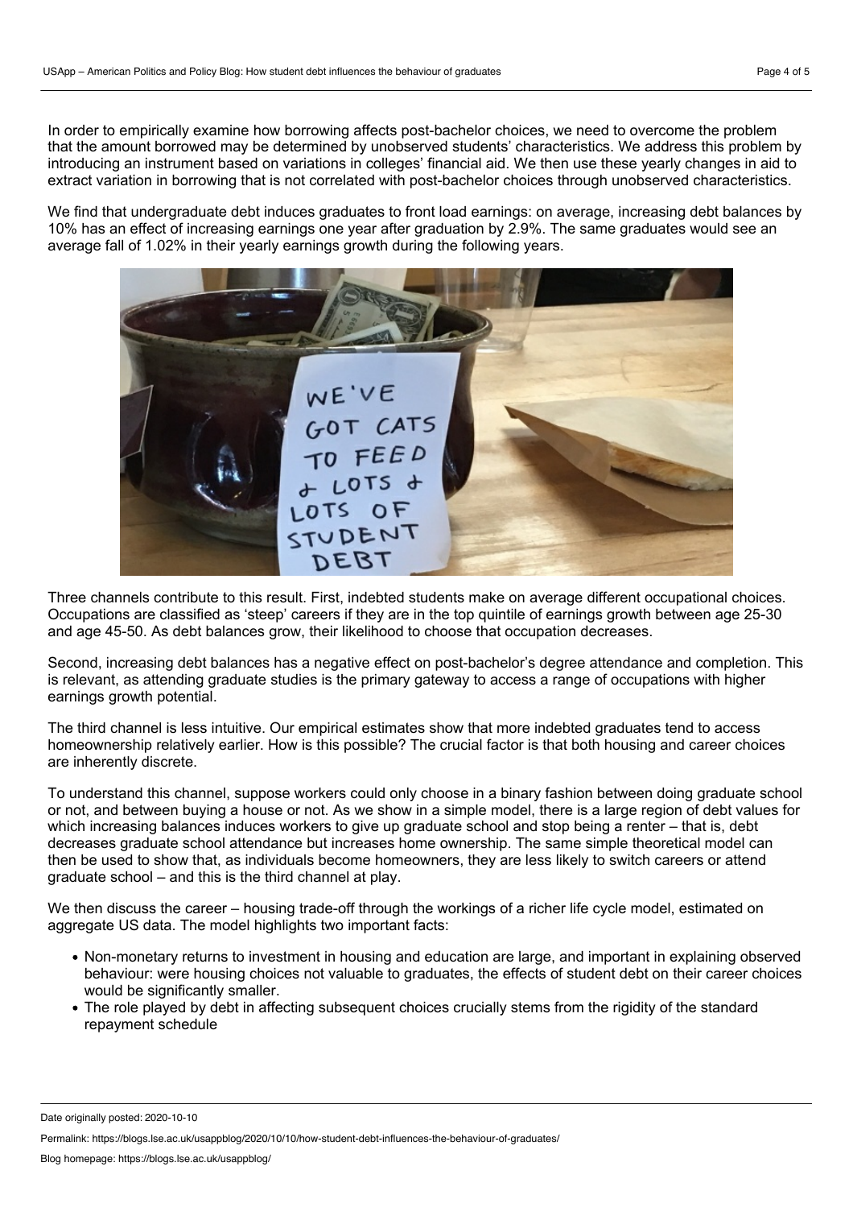In order to empirically examine how borrowing affects post-bachelor choices, we need to overcome the problem that the amount borrowed may be determined by unobserved students' characteristics. We address this problem by introducing an instrument based on variations in colleges' financial aid. We then use these yearly changes in aid to extract variation in borrowing that is not correlated with post-bachelor choices through unobserved characteristics.

We find that undergraduate debt induces graduates to front load earnings: on average, increasing debt balances by 10% has an effect of increasing earnings one year after graduation by 2.9%. The same graduates would see an average fall of 1.02% in their yearly earnings growth during the following years.

Three channels contribute to this result. First, indebted students make on average different occupational choices. Occupations are classified as 'steep' careers if they are in the top quintile of earnings growth between age 25-30 and age 45-50. As debt balances grow, their likelihood to choose that occupation decreases.

Second, increasing debt balances has a negative effect on post-bachelor's degree attendance and completion. This is relevant, as attending graduate studies is the primary gateway to access a range of occupations with higher earnings growth potential.

The third channel is less intuitive. Our empirical estimates show that more indebted graduates tend to access homeownership relatively earlier. How is this possible? The crucial factor is that both housing and career choices are inherently discrete.

To understand this channel, suppose workers could only choose in a binary fashion between doing graduate school or not, and between buying a house or not. As we show in a simple model, there is a large region of debt values for which increasing balances induces workers to give up graduate school and stop being a renter – that is, debt decreases graduate school attendance but increases home ownership. The same simple theoretical model can then be used to show that, as individuals become homeowners, they are less likely to switch careers or attend graduate school – and this is the third channel at play.

We then discuss the career – housing trade-off through the workings of a richer life cycle model, estimated on aggregate US data. The model highlights two important facts:

- Non-monetary returns to investment in housing and education are large, and important in explaining observed behaviour: were housing choices not valuable to graduates, the effects of student debt on their career choices would be significantly smaller.
- The role played by debt in affecting subsequent choices crucially stems from the rigidity of the standard repayment schedule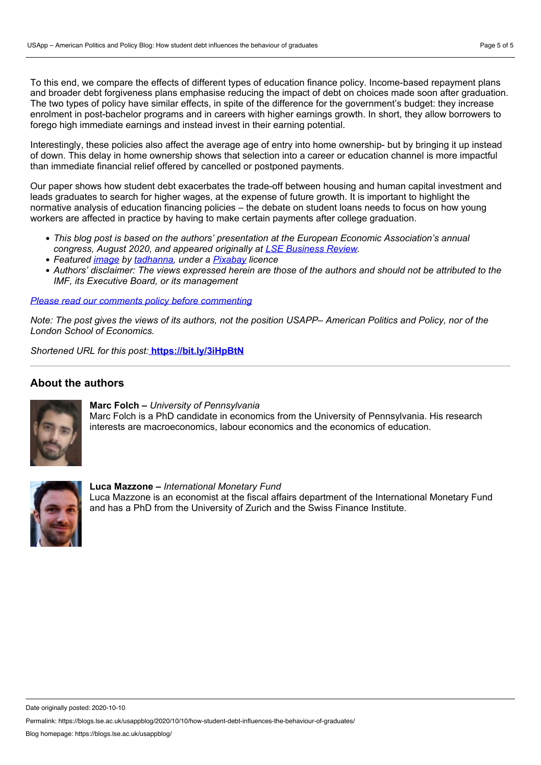To this end, we compare the effects of different types of education finance policy. Income-based repayment plans and broader debt forgiveness plans emphasise reducing the impact of debt on choices made soon after graduation. The two types of policy have similar effects, in spite of the difference for the government's budget: they increase enrolment in post-bachelor programs and in careers with higher earnings growth. In short, they allow borrowers to forego high immediate earnings and instead invest in their earning potential.

Interestingly, these policies also affect the average age of entry into home ownership- but by bringing it up instead of down. This delay in home ownership shows that selection into a career or education channel is more impactful than immediate financial relief offered by cancelled or postponed payments.

Our paper shows how student debt exacerbates the trade-off between housing and human capital investment and leads graduates to search for higher wages, at the expense of future growth. It is important to highlight the normative analysis of education financing policies – the debate on student loans needs to focus on how young workers are affected in practice by having to make certain payments after college graduation.

- *This blog post is based on the authors' presentation at the European Economic Association's annual congress, August 2020, and appeared originally at [LSE Business Review](#).*
- *Featured [image](#) by [tadhanna](#), under a [Pixabay](#) licence*
- *Authors' disclaimer: The views expressed herein are those of the authors and should not be attributed to the IMF, its Executive Board, or its management*

*[Please read our comments policy before commenting](#)*

*Note: The post gives the views of its authors, not the position USAPP– American Politics and Policy, nor of the London School of Economics.*

*Shortened URL for this post:* **[https://bit.ly/3iHpBtN](https://bit.ly/3iHpBtN)**

---

## About the authors

**Marc Folch** – *University of Pennsylvania*
Marc Folch is a PhD candidate in economics from the University of Pennsylvania. His research interests are macroeconomics, labour economics and the economics of education.

**Luca Mazzone** – *International Monetary Fund*
Luca Mazzone is an economist at the fiscal affairs department of the International Monetary Fund and has a PhD from the University of Zurich and the Swiss Finance Institute.